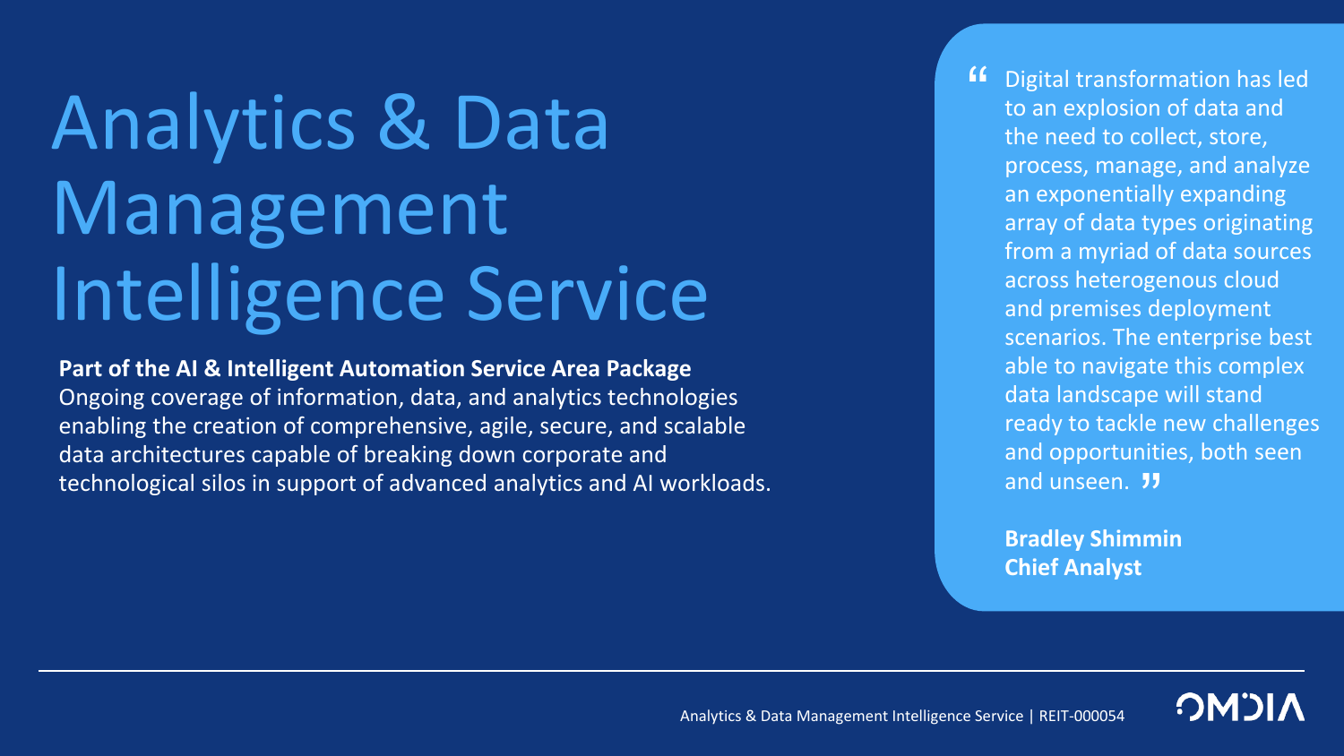# Analytics & Data Management Intelligence Service

**Part of the AI & Intelligent Automation Service Area Package**
Ongoing coverage of information, data, and analytics technologies enabling the creation of comprehensive, agile, secure, and scalable data architectures capable of breaking down corporate and technological silos in support of advanced analytics and AI workloads.

> "Digital transformation has led to an explosion of data and the need to collect, store, process, manage, and analyze an exponentially expanding array of data types originating from a myriad of data sources across heterogenous cloud and premises deployment scenarios. The enterprise best able to navigate this complex data landscape will stand ready to tackle new challenges and opportunities, both seen and unseen."
>
> **Bradley Shimmin**
> **Chief Analyst**

Analytics & Data Management Intelligence Service | REIT-000054

OMDIA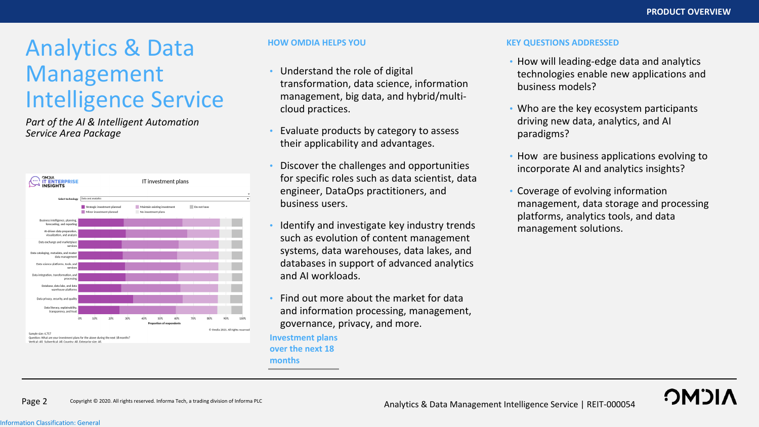# Analytics & Data Management Intelligence Service

*Part of the AI & Intelligent Automation Service Area Package*

OMDIA IT ENTERPRISE INSIGHTS

IT investment plans

Select technology: Data and analytics

Strategic investment planned
Minor investment planned
Maintain existing investment
No investment plans
Do not have

Business intelligence, planning, forecasting, and reporting
AI-driven data preparation, visualization, and analysis
Data exchange and marketplace services
Data cataloging, metadata, and master data management
Data science platforms, tools, and services
Data integration, transformation, and processing
Database, data lake, and data warehouse platforms
Data privacy, security, and quality
Data literacy, explainability, transparency, and trust

0% 10% 20% 30% 40% 50% 60% 70% 80% 90% 100%

Proportion of respondents

© Omdia 2021. All rights reserved

Sample size: 4,757
Question: What are your investment plans for the above during the next 18 months?
Vertical: All. Subvertical: All. Country: All. Enterprise size: All.

**Investment plans over the next 18 months**

## HOW OMDIA HELPS YOU

- Understand the role of digital transformation, data science, information management, big data, and hybrid/multi-cloud practices.
- Evaluate products by category to assess their applicability and advantages.
- Discover the challenges and opportunities for specific roles such as data scientist, data engineer, DataOps practitioners, and business users.
- Identify and investigate key industry trends such as evolution of content management systems, data warehouses, data lakes, and databases in support of advanced analytics and AI workloads.
- Find out more about the market for data and information processing, management, governance, privacy, and more.

## KEY QUESTIONS ADDRESSED

- How will leading-edge data and analytics technologies enable new applications and business models?
- Who are the key ecosystem participants driving new data, analytics, and AI paradigms?
- How are business applications evolving to incorporate AI and analytics insights?
- Coverage of evolving information management, data storage and processing platforms, analytics tools, and data management solutions.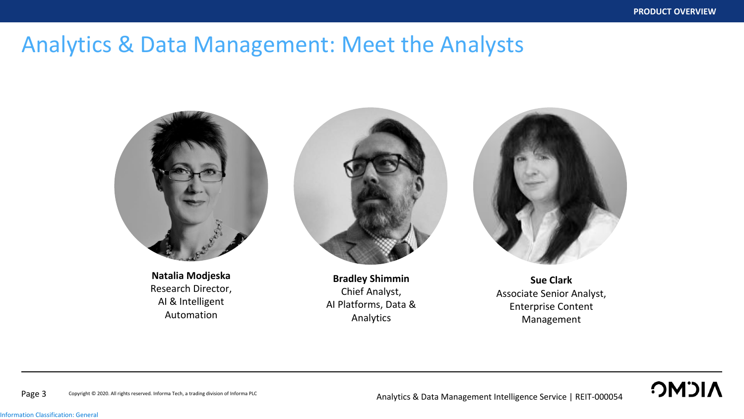# Analytics & Data Management: Meet the Analysts

**Natalia Modjeska**
Research Director,
AI & Intelligent
Automation

**Bradley Shimmin**
Chief Analyst,
AI Platforms, Data &
Analytics

**Sue Clark**
Associate Senior Analyst,
Enterprise Content
Management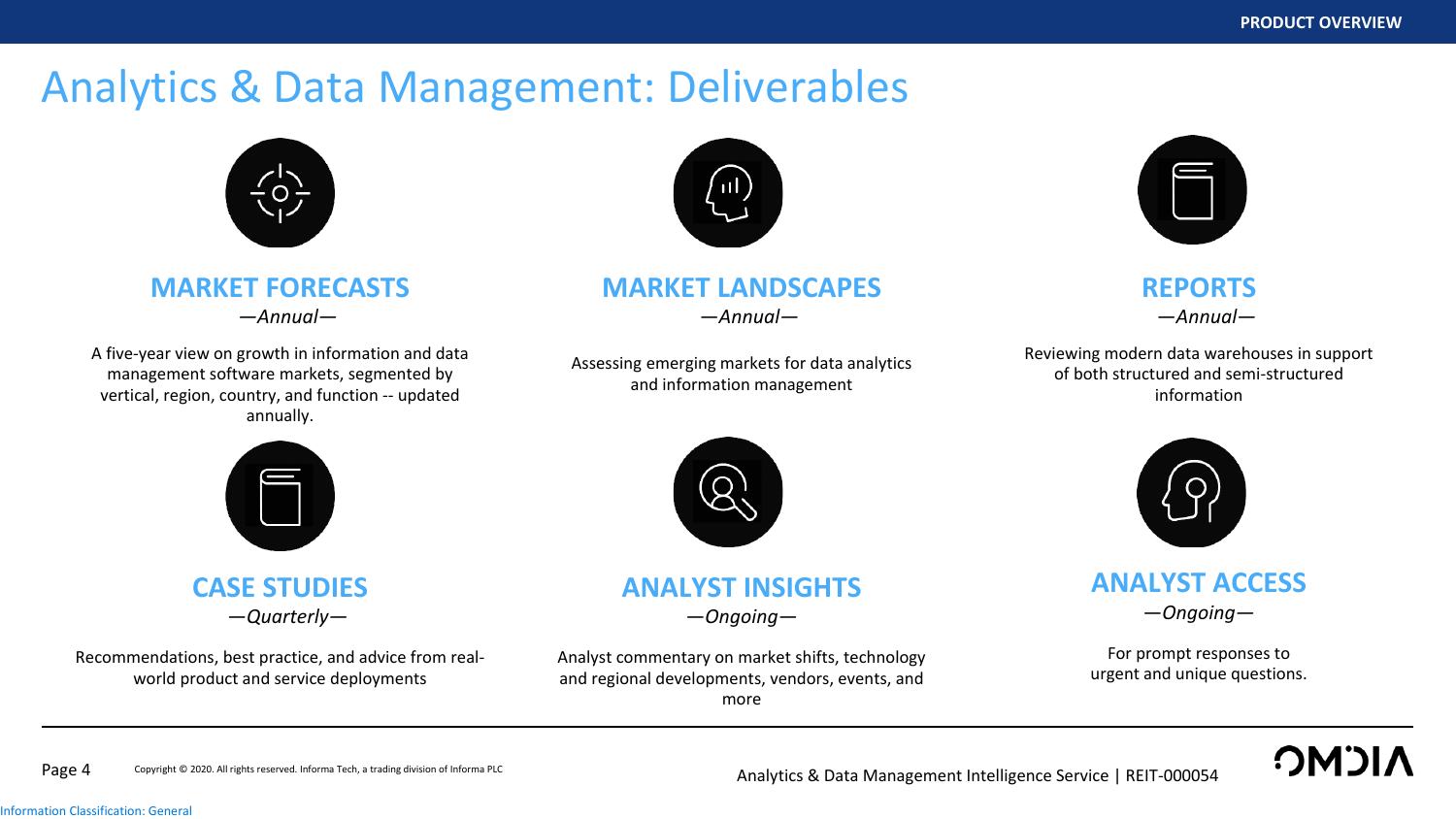# Analytics & Data Management: Deliverables

## MARKET FORECASTS

*—Annual—*

A five-year view on growth in information and data management software markets, segmented by vertical, region, country, and function -- updated annually.

## MARKET LANDSCAPES

*—Annual—*

Assessing emerging markets for data analytics and information management

## REPORTS

*—Annual—*

Reviewing modern data warehouses in support of both structured and semi-structured information

## CASE STUDIES

*—Quarterly—*

Recommendations, best practice, and advice from real-world product and service deployments

## ANALYST INSIGHTS

*—Ongoing—*

Analyst commentary on market shifts, technology and regional developments, vendors, events, and more

## ANALYST ACCESS

*—Ongoing—*

For prompt responses to urgent and unique questions.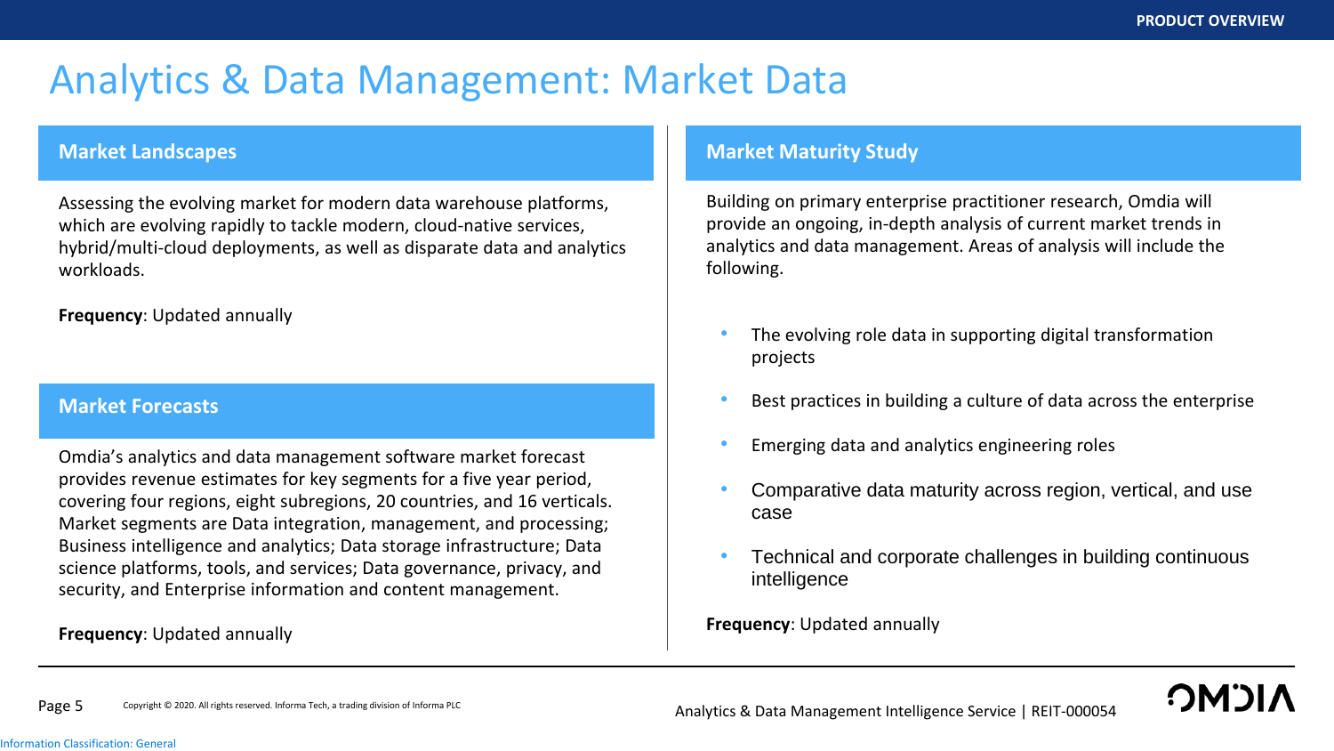# Analytics & Data Management: Market Data

## Market Landscapes

Assessing the evolving market for modern data warehouse platforms, which are evolving rapidly to tackle modern, cloud-native services, hybrid/multi-cloud deployments, as well as disparate data and analytics workloads.

**Frequency**: Updated annually

## Market Forecasts

Omdia's analytics and data management software market forecast provides revenue estimates for key segments for a five year period, covering four regions, eight subregions, 20 countries, and 16 verticals. Market segments are Data integration, management, and processing; Business intelligence and analytics; Data storage infrastructure; Data science platforms, tools, and services; Data governance, privacy, and security, and Enterprise information and content management.

**Frequency**: Updated annually

## Market Maturity Study

Building on primary enterprise practitioner research, Omdia will provide an ongoing, in-depth analysis of current market trends in analytics and data management. Areas of analysis will include the following.

- The evolving role data in supporting digital transformation projects
- Best practices in building a culture of data across the enterprise
- Emerging data and analytics engineering roles
- Comparative data maturity across region, vertical, and use case
- Technical and corporate challenges in building continuous intelligence

**Frequency**: Updated annually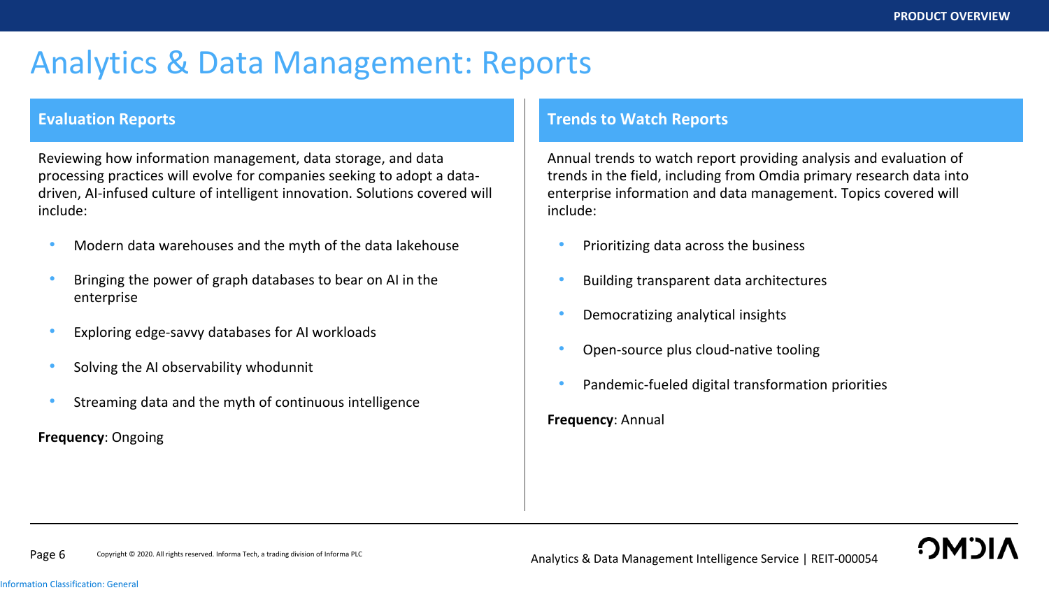# Analytics & Data Management: Reports

## Evaluation Reports

Reviewing how information management, data storage, and data processing practices will evolve for companies seeking to adopt a data-driven, AI-infused culture of intelligent innovation. Solutions covered will include:

- Modern data warehouses and the myth of the data lakehouse
- Bringing the power of graph databases to bear on AI in the enterprise
- Exploring edge-savvy databases for AI workloads
- Solving the AI observability whodunnit
- Streaming data and the myth of continuous intelligence

**Frequency**: Ongoing

## Trends to Watch Reports

Annual trends to watch report providing analysis and evaluation of trends in the field, including from Omdia primary research data into enterprise information and data management. Topics covered will include:

- Prioritizing data across the business
- Building transparent data architectures
- Democratizing analytical insights
- Open-source plus cloud-native tooling
- Pandemic-fueled digital transformation priorities

**Frequency**: Annual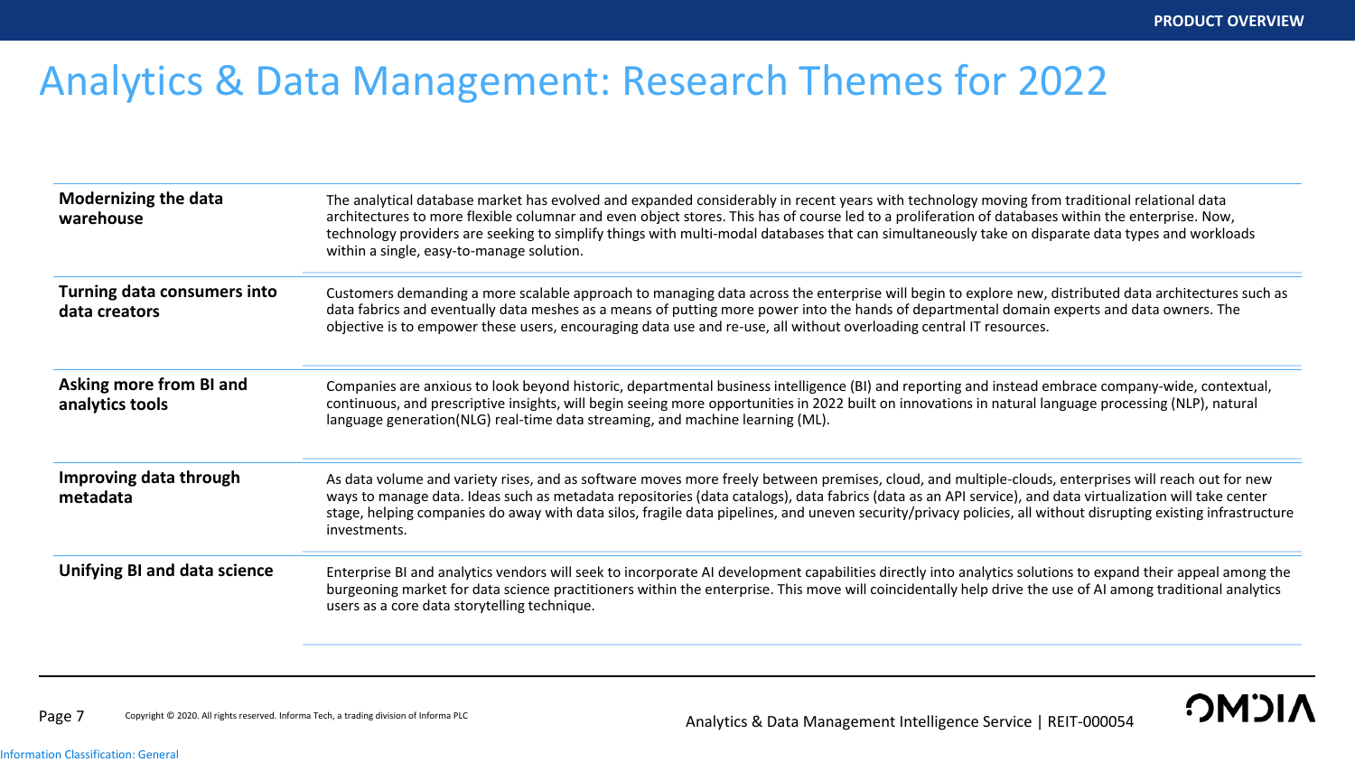# Analytics & Data Management: Research Themes for 2022

| | |
|---|---|
| **Modernizing the data warehouse** | The analytical database market has evolved and expanded considerably in recent years with technology moving from traditional relational data architectures to more flexible columnar and even object stores. This has of course led to a proliferation of databases within the enterprise. Now, technology providers are seeking to simplify things with multi-modal databases that can simultaneously take on disparate data types and workloads within a single, easy-to-manage solution. |
| **Turning data consumers into data creators** | Customers demanding a more scalable approach to managing data across the enterprise will begin to explore new, distributed data architectures such as data fabrics and eventually data meshes as a means of putting more power into the hands of departmental domain experts and data owners. The objective is to empower these users, encouraging data use and re-use, all without overloading central IT resources. |
| **Asking more from BI and analytics tools** | Companies are anxious to look beyond historic, departmental business intelligence (BI) and reporting and instead embrace company-wide, contextual, continuous, and prescriptive insights, will begin seeing more opportunities in 2022 built on innovations in natural language processing (NLP), natural language generation(NLG) real-time data streaming, and machine learning (ML). |
| **Improving data through metadata** | As data volume and variety rises, and as software moves more freely between premises, cloud, and multiple-clouds, enterprises will reach out for new ways to manage data. Ideas such as metadata repositories (data catalogs), data fabrics (data as an API service), and data virtualization will take center stage, helping companies do away with data silos, fragile data pipelines, and uneven security/privacy policies, all without disrupting existing infrastructure investments. |
| **Unifying BI and data science** | Enterprise BI and analytics vendors will seek to incorporate AI development capabilities directly into analytics solutions to expand their appeal among the burgeoning market for data science practitioners within the enterprise. This move will coincidentally help drive the use of AI among traditional analytics users as a core data storytelling technique. |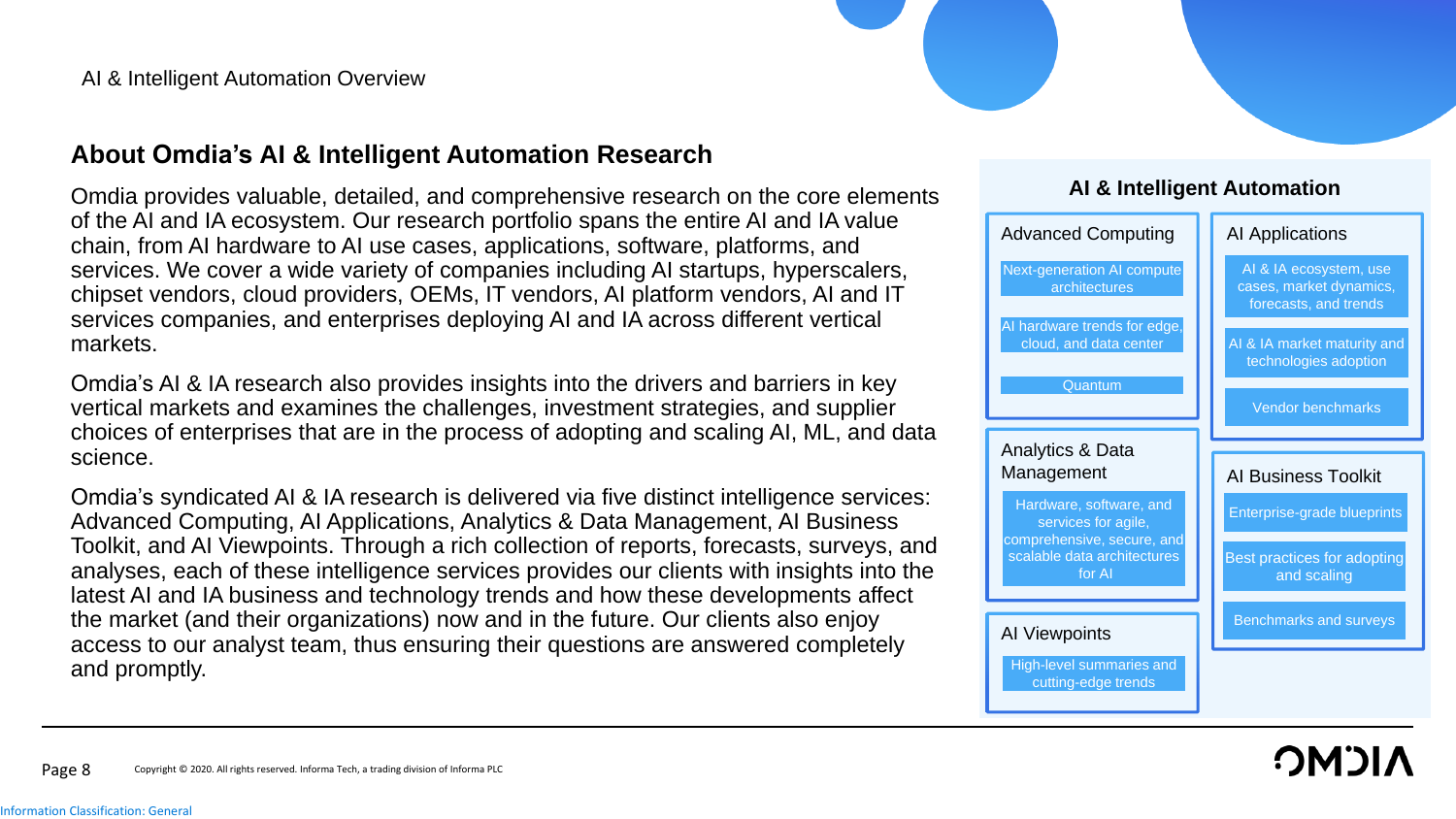## About Omdia's AI & Intelligent Automation Research

Omdia provides valuable, detailed, and comprehensive research on the core elements of the AI and IA ecosystem. Our research portfolio spans the entire AI and IA value chain, from AI hardware to AI use cases, applications, software, platforms, and services. We cover a wide variety of companies including AI startups, hyperscalers, chipset vendors, cloud providers, OEMs, IT vendors, AI platform vendors, AI and IT services companies, and enterprises deploying AI and IA across different vertical markets.

Omdia's AI & IA research also provides insights into the drivers and barriers in key vertical markets and examines the challenges, investment strategies, and supplier choices of enterprises that are in the process of adopting and scaling AI, ML, and data science.

Omdia's syndicated AI & IA research is delivered via five distinct intelligence services: Advanced Computing, AI Applications, Analytics & Data Management, AI Business Toolkit, and AI Viewpoints. Through a rich collection of reports, forecasts, surveys, and analyses, each of these intelligence services provides our clients with insights into the latest AI and IA business and technology trends and how these developments affect the market (and their organizations) now and in the future. Our clients also enjoy access to our analyst team, thus ensuring their questions are answered completely and promptly.

### AI & Intelligent Automation

**Advanced Computing**
- Next-generation AI compute architectures
- AI hardware trends for edge, cloud, and data center
- Quantum

**Analytics & Data Management**
- Hardware, software, and services for agile, comprehensive, secure, and scalable data architectures for AI

**AI Viewpoints**
- High-level summaries and cutting-edge trends

**AI Applications**
- AI & IA ecosystem, use cases, market dynamics, forecasts, and trends
- AI & IA market maturity and technologies adoption
- Vendor benchmarks

**AI Business Toolkit**
- Enterprise-grade blueprints
- Best practices for adopting and scaling
- Benchmarks and surveys

Copyright © 2020. All rights reserved. Informa Tech, a trading division of Informa PLC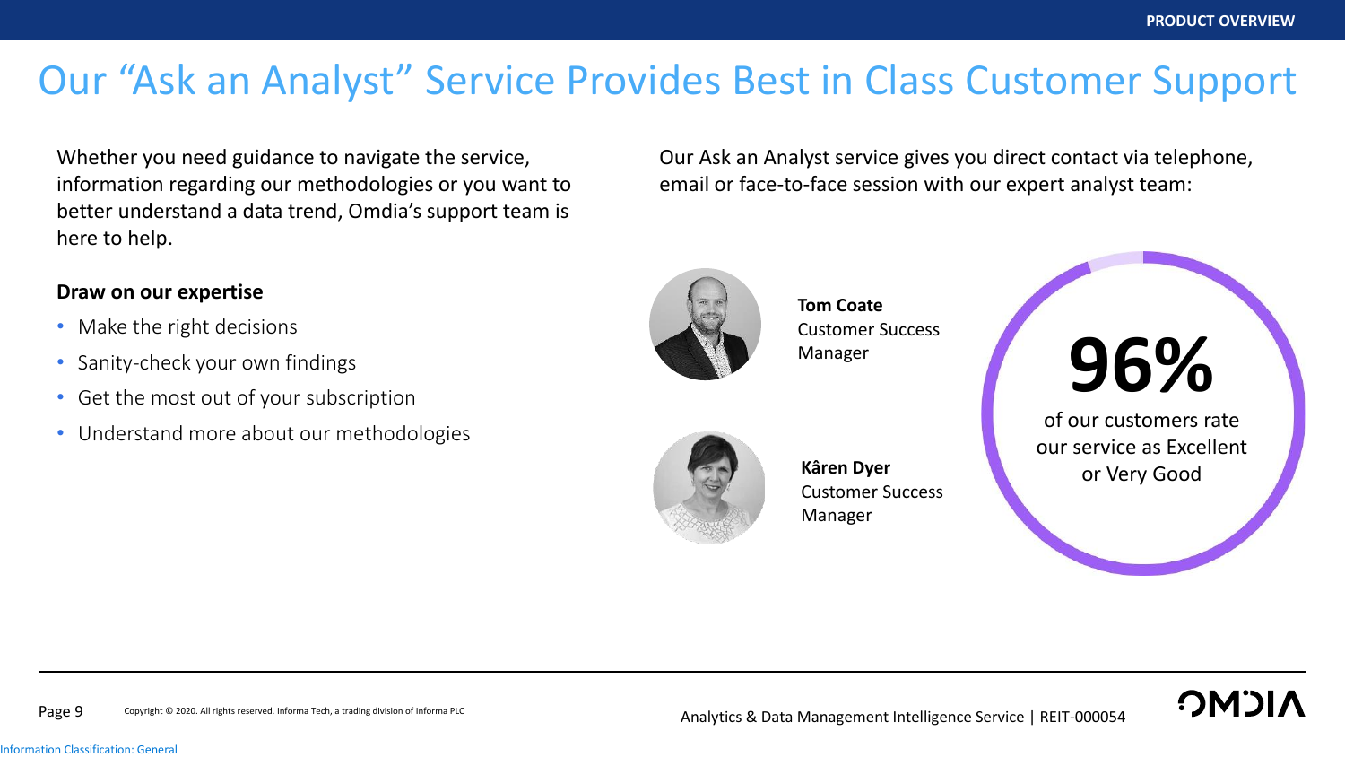# Our "Ask an Analyst" Service Provides Best in Class Customer Support

Whether you need guidance to navigate the service, information regarding our methodologies or you want to better understand a data trend, Omdia's support team is here to help.

**Draw on our expertise**

- Make the right decisions
- Sanity-check your own findings
- Get the most out of your subscription
- Understand more about our methodologies

Our Ask an Analyst service gives you direct contact via telephone, email or face-to-face session with our expert analyst team:

**Tom Coate**
Customer Success Manager

**Kâren Dyer**
Customer Success Manager

**96%**

of our customers rate our service as Excellent or Very Good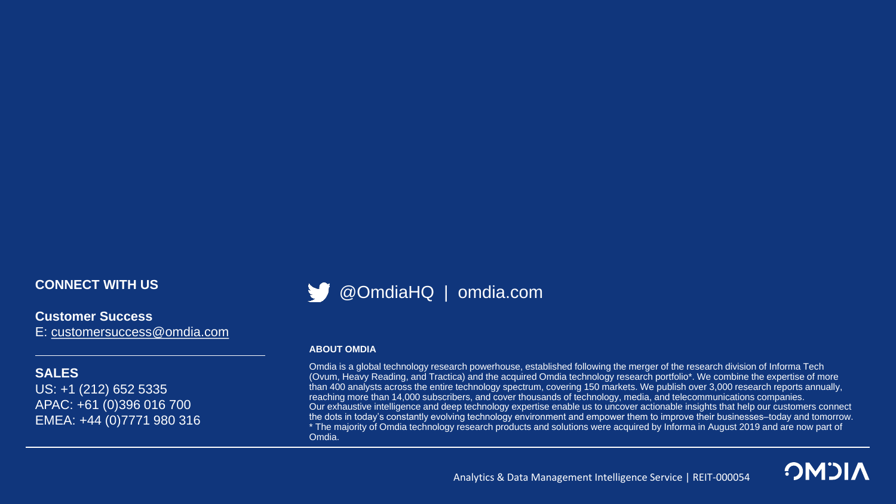**CONNECT WITH US**

**Customer Success**
E: customersuccess@omdia.com

**SALES**
US: +1 (212) 652 5335
APAC: +61 (0)396 016 700
EMEA: +44 (0)7771 980 316

@OmdiaHQ | omdia.com

**ABOUT OMDIA**

Omdia is a global technology research powerhouse, established following the merger of the research division of Informa Tech (Ovum, Heavy Reading, and Tractica) and the acquired Omdia technology research portfolio*. We combine the expertise of more than 400 analysts across the entire technology spectrum, covering 150 markets. We publish over 3,000 research reports annually, reaching more than 14,000 subscribers, and cover thousands of technology, media, and telecommunications companies.
Our exhaustive intelligence and deep technology expertise enable us to uncover actionable insights that help our customers connect the dots in today's constantly evolving technology environment and empower them to improve their businesses–today and tomorrow.
* The majority of Omdia technology research products and solutions were acquired by Informa in August 2019 and are now part of Omdia.

Analytics & Data Management Intelligence Service | REIT-000054

OMDIA